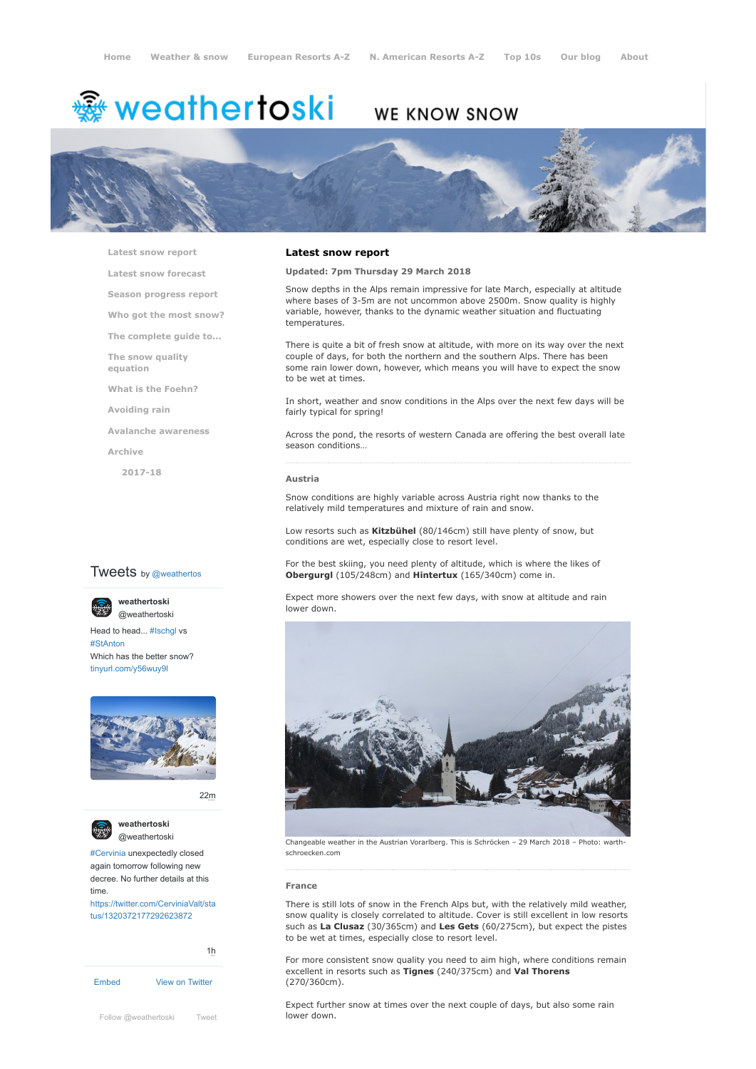Home Weather & snow European Resorts A-Z N. American Resorts A-Z Top 10s Our blog About

weathertoski WE KNOW SNOW

- Latest snow report
- Latest snow forecast
- Season progress report
- Who got the most snow?
- The complete guide to...
- The snow quality equation
- What is the Foehn?
- Avoiding rain
- Avalanche awareness
- Archive
  - 2017-18

## Latest snow report

**Updated: 7pm Thursday 29 March 2018**

Snow depths in the Alps remain impressive for late March, especially at altitude where bases of 3-5m are not uncommon above 2500m. Snow quality is highly variable, however, thanks to the dynamic weather situation and fluctuating temperatures.

There is quite a bit of fresh snow at altitude, with more on its way over the next couple of days, for both the northern and the southern Alps. There has been some rain lower down, however, which means you will have to expect the snow to be wet at times.

In short, weather and snow conditions in the Alps over the next few days will be fairly typical for spring!

Across the pond, the resorts of western Canada are offering the best overall late season conditions…

### Austria

Snow conditions are highly variable across Austria right now thanks to the relatively mild temperatures and mixture of rain and snow.

Low resorts such as **Kitzbühel** (80/146cm) still have plenty of snow, but conditions are wet, especially close to resort level.

For the best skiing, you need plenty of altitude, which is where the likes of **Obergurgl** (105/248cm) and **Hintertux** (165/340cm) come in.

Expect more showers over the next few days, with snow at altitude and rain lower down.

Changeable weather in the Austrian Vorarlberg. This is Schröcken – 29 March 2018 – Photo: warth-schroecken.com

### France

There is still lots of snow in the French Alps but, with the relatively mild weather, snow quality is closely correlated to altitude. Cover is still excellent in low resorts such as **La Clusaz** (30/365cm) and **Les Gets** (60/275cm), but expect the pistes to be wet at times, especially close to resort level.

For more consistent snow quality you need to aim high, where conditions remain excellent in resorts such as **Tignes** (240/375cm) and **Val Thorens** (270/360cm).

Expect further snow at times over the next couple of days, but also some rain lower down.

Tweets by @weathertos

weathertoski @weathertoski

Head to head... #Ischgl vs #StAnton
Which has the better snow?
tinyurl.com/y56wuy9l

22m

weathertoski @weathertoski

#Cervinia unexpectedly closed again tomorrow following new decree. No further details at this time.
https://twitter.com/CerviniaValt/status/1320372177292623872

1h

Embed View on Twitter

Follow @weathertoski Tweet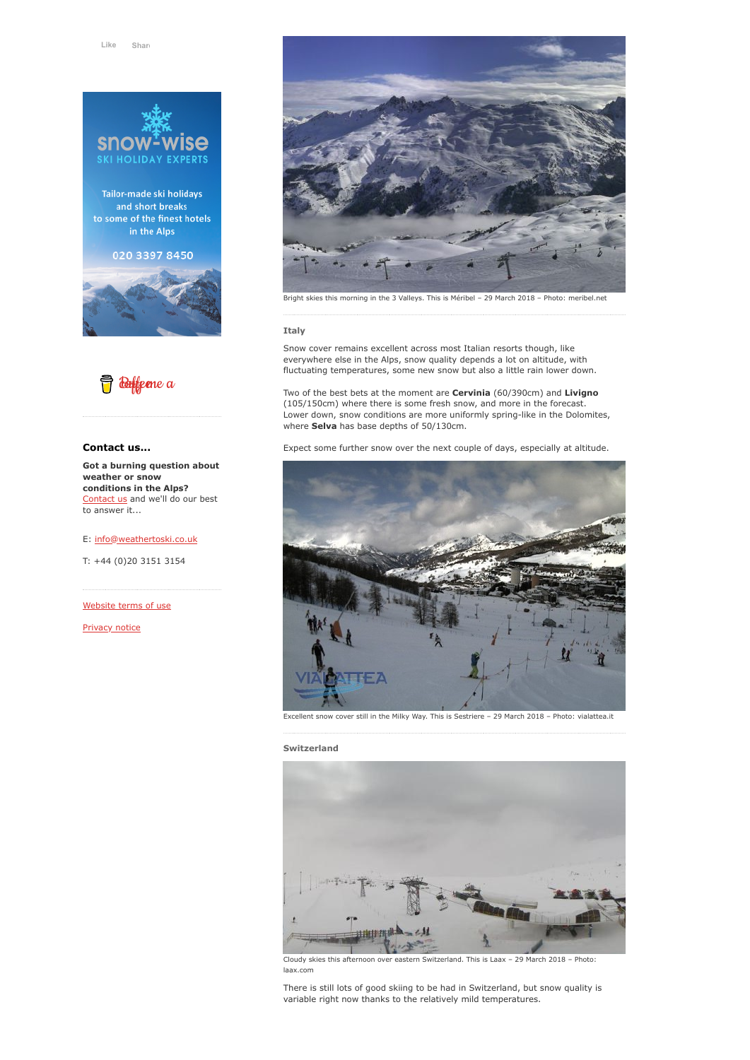Like Share

**snow-wise**
SKI HOLIDAY EXPERTS

Tailor-made ski holidays and short breaks to some of the finest hotels in the Alps

020 3397 8450

Buy me a coffee

### Contact us...

**Got a burning question about weather or snow conditions in the Alps?** [Contact us](#) and we'll do our best to answer it...

E: [info@weathertoski.co.uk](mailto:info@weathertoski.co.uk)

T: +44 (0)20 3151 3154

[Website terms of use](#)

[Privacy notice](#)

Bright skies this morning in the 3 Valleys. This is Méribel – 29 March 2018 – Photo: meribel.net

#### Italy

Snow cover remains excellent across most Italian resorts though, like everywhere else in the Alps, snow quality depends a lot on altitude, with fluctuating temperatures, some new snow but also a little rain lower down.

Two of the best bets at the moment are **Cervinia** (60/390cm) and **Livigno** (105/150cm) where there is some fresh snow, and more in the forecast. Lower down, snow conditions are more uniformly spring-like in the Dolomites, where **Selva** has base depths of 50/130cm.

Expect some further snow over the next couple of days, especially at altitude.

Excellent snow cover still in the Milky Way. This is Sestriere – 29 March 2018 – Photo: vialattea.it

#### Switzerland

Cloudy skies this afternoon over eastern Switzerland. This is Laax – 29 March 2018 – Photo: laax.com

There is still lots of good skiing to be had in Switzerland, but snow quality is variable right now thanks to the relatively mild temperatures.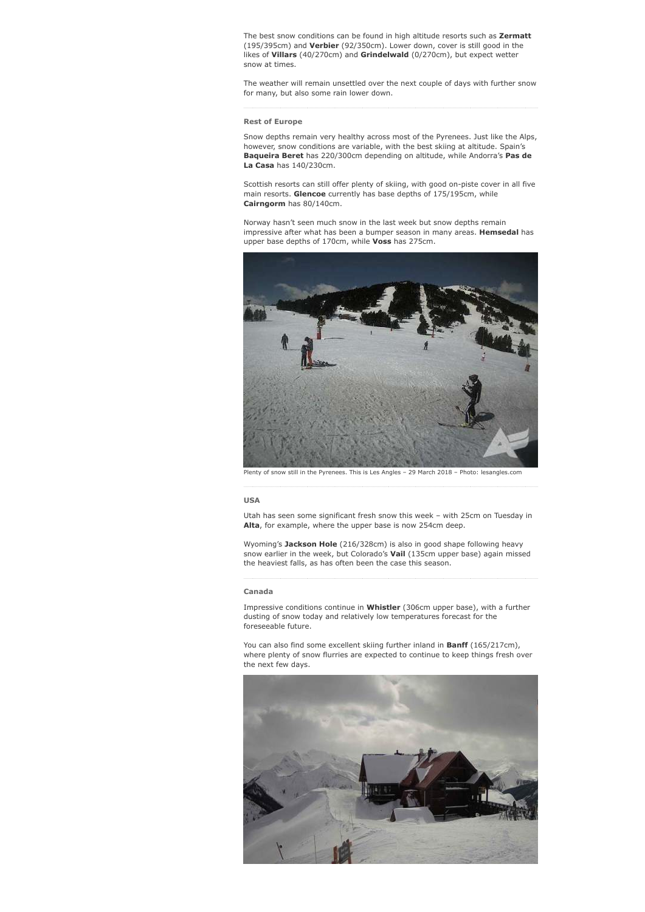The best snow conditions can be found in high altitude resorts such as **Zermatt** (195/395cm) and **Verbier** (92/350cm). Lower down, cover is still good in the likes of **Villars** (40/270cm) and **Grindelwald** (0/270cm), but expect wetter snow at times.

The weather will remain unsettled over the next couple of days with further snow for many, but also some rain lower down.

### Rest of Europe

Snow depths remain very healthy across most of the Pyrenees. Just like the Alps, however, snow conditions are variable, with the best skiing at altitude. Spain's **Baqueira Beret** has 220/300cm depending on altitude, while Andorra's **Pas de La Casa** has 140/230cm.

Scottish resorts can still offer plenty of skiing, with good on-piste cover in all five main resorts. **Glencoe** currently has base depths of 175/195cm, while **Cairngorm** has 80/140cm.

Norway hasn't seen much snow in the last week but snow depths remain impressive after what has been a bumper season in many areas. **Hemsedal** has upper base depths of 170cm, while **Voss** has 275cm.

Plenty of snow still in the Pyrenees. This is Les Angles – 29 March 2018 – Photo: lesangles.com

### USA

Utah has seen some significant fresh snow this week – with 25cm on Tuesday in **Alta**, for example, where the upper base is now 254cm deep.

Wyoming's **Jackson Hole** (216/328cm) is also in good shape following heavy snow earlier in the week, but Colorado's **Vail** (135cm upper base) again missed the heaviest falls, as has often been the case this season.

### Canada

Impressive conditions continue in **Whistler** (306cm upper base), with a further dusting of snow today and relatively low temperatures forecast for the foreseeable future.

You can also find some excellent skiing further inland in **Banff** (165/217cm), where plenty of snow flurries are expected to continue to keep things fresh over the next few days.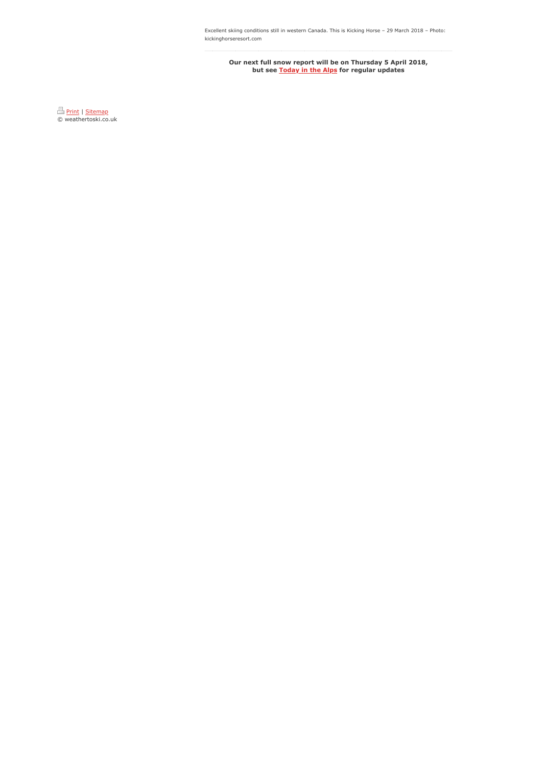Excellent skiing conditions still in western Canada. This is Kicking Horse – 29 March 2018 – Photo: kickinghorseresort.com

---

**Our next full snow report will be on Thursday 5 April 2018, but see Today in the Alps for regular updates**

Print | Sitemap
© weathertoski.co.uk